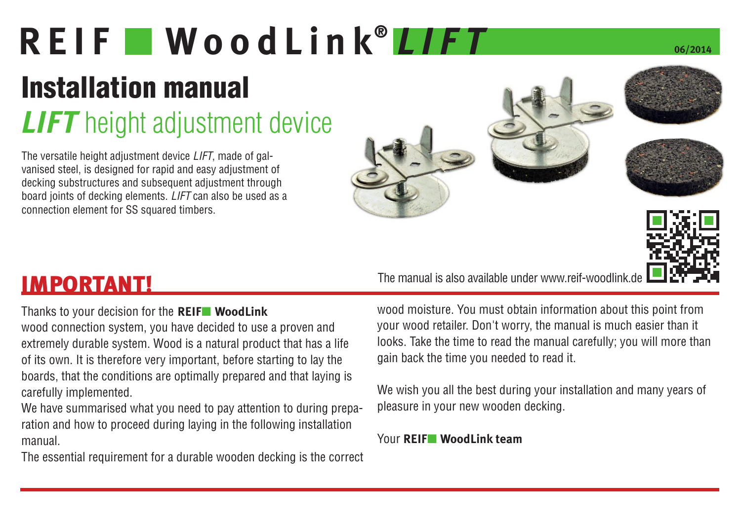# REIF ■ WoodLink® *LIFT*

06/2014

# Installation manual

## *LIFT* height adjustment device

The versatile height adjustment device *LIFT*, made of galvanised steel, is designed for rapid and easy adjustment of decking substructures and subsequent adjustment through board joints of decking elements. *LIFT* can also be used as a connection element for SS squared timbers.

The manual is also available under www.reif-woodlink.de

## IMPORTANT!

Thanks to your decision for the **REIF■ WoodLink** wood connection system, you have decided to use a proven and extremely durable system. Wood is a natural product that has a life of its own. It is therefore very important, before starting to lay the boards, that the conditions are optimally prepared and that laying is carefully implemented.

We have summarised what you need to pay attention to during preparation and how to proceed during laying in the following installation manual.

The essential requirement for a durable wooden decking is the correct wood moisture. You must obtain information about this point from your wood retailer. Don't worry, the manual is much easier than it looks. Take the time to read the manual carefully; you will more than gain back the time you needed to read it.

We wish you all the best during your installation and many years of pleasure in your new wooden decking.

Your **REIF■ WoodLink team**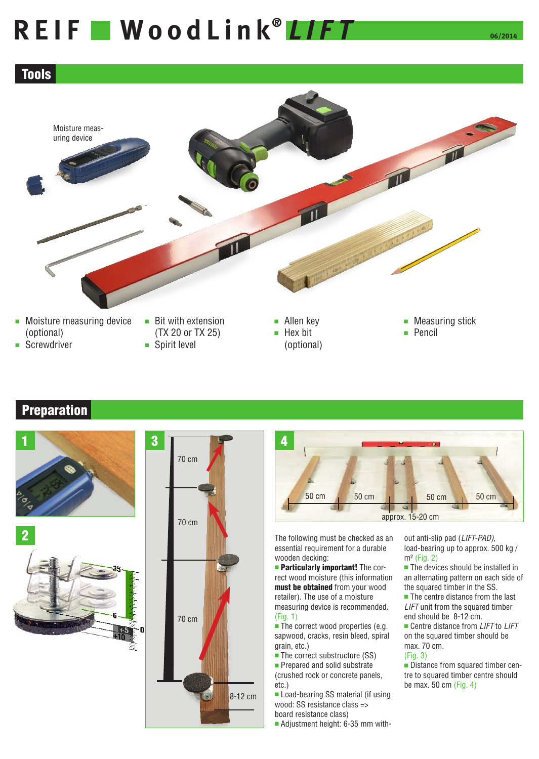# REIF WoodLink® *LIFT*

06/2014

## Tools

Moisture measuring device

- Moisture measuring device (optional)
- Screwdriver
- Bit with extension (TX 20 or TX 25)
- Spirit level
- Allen key
- Hex bit (optional)
- Measuring stick
- Pencil

## Preparation

1

2

35
6
0
+5
+10

3

70 cm
70 cm
70 cm
8-12 cm

4

50 cm 50 cm 50 cm 50 cm
approx. 15-20 cm

The following must be checked as an essential requirement for a durable wooden decking:

- **Particularly important!** The correct wood moisture (this information **must be obtained** from your wood retailer). The use of a moisture measuring device is recommended. (Fig. 1)
- The correct wood properties (e.g. sapwood, cracks, resin bleed, spiral grain, etc.)
- The correct substructure (SS)
- Prepared and solid substrate (crushed rock or concrete panels, etc.)
- Load-bearing SS material (if using wood: SS resistance class => board resistance class)
- Adjustment height: 6-35 mm without anti-slip pad (*LIFT-PAD*), load-bearing up to approx. 500 kg / m² (Fig. 2)
- The devices should be installed in an alternating pattern on each side of the squared timber in the SS.
- The centre distance from the last *LIFT* unit from the squared timber end should be 8-12 cm.
- Centre distance from *LIFT* to *LIFT* on the squared timber should be max. 70 cm. (Fig. 3)
- Distance from squared timber centre to squared timber centre should be max. 50 cm (Fig. 4)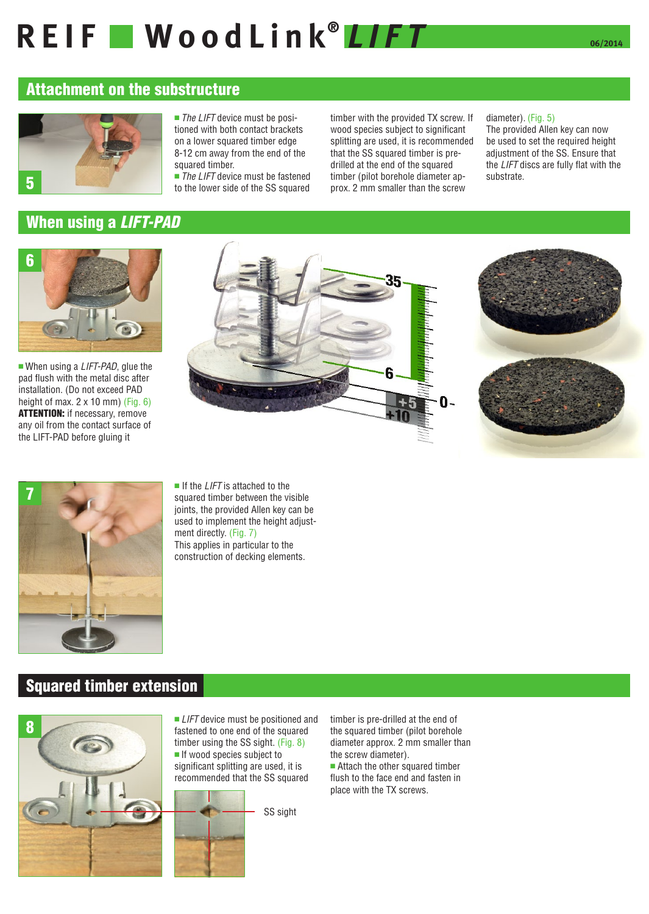# REIF WoodLink® *LIFT*

## Attachment on the substructure

- *The LIFT* device must be positioned with both contact brackets on a lower squared timber edge 8-12 cm away from the end of the squared timber.
- *The LIFT* device must be fastened to the lower side of the SS squared timber with the provided TX screw. If wood species subject to significant splitting are used, it is recommended that the SS squared timber is pre-drilled at the end of the squared timber (pilot borehole diameter approx. 2 mm smaller than the screw diameter). (Fig. 5)

The provided Allen key can now be used to set the required height adjustment of the SS. Ensure that the *LIFT* discs are fully flat with the substrate.

## When using a *LIFT-PAD*

- When using a *LIFT-PAD*, glue the pad flush with the metal disc after installation. (Do not exceed PAD height of max. 2 x 10 mm) (Fig. 6)

**ATTENTION:** if necessary, remove any oil from the contact surface of the LIFT-PAD before gluing it

- If the *LIFT* is attached to the squared timber between the visible joints, the provided Allen key can be used to implement the height adjustment directly. (Fig. 7)

This applies in particular to the construction of decking elements.

## Squared timber extension

- *LIFT* device must be positioned and fastened to one end of the squared timber using the SS sight. (Fig. 8)
- If wood species subject to significant splitting are used, it is recommended that the SS squared timber is pre-drilled at the end of the squared timber (pilot borehole diameter approx. 2 mm smaller than the screw diameter).
- Attach the other squared timber flush to the face end and fasten in place with the TX screws.

SS sight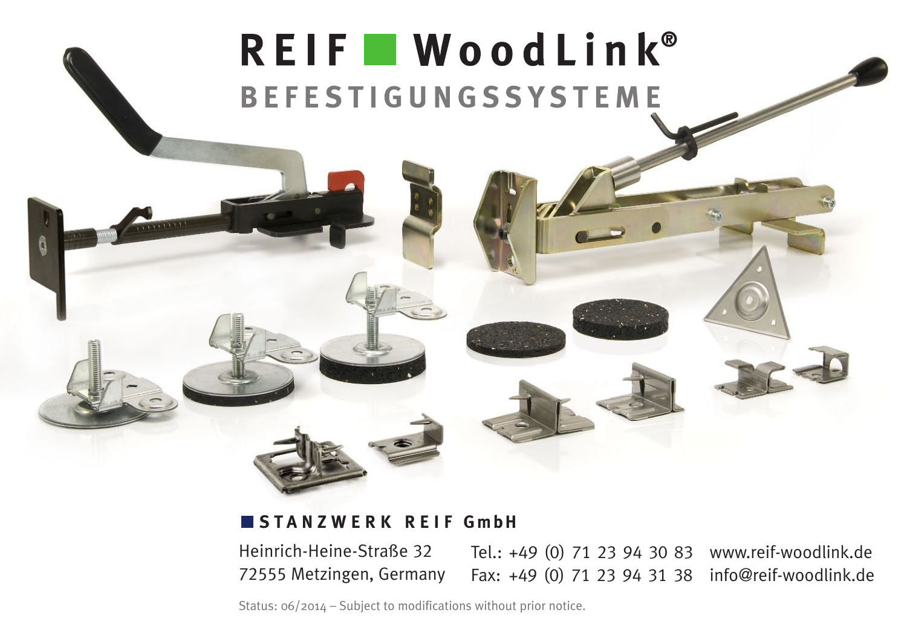# REIF WoodLink®

## BEFESTIGUNGSSYSTEME

**STANZWERK REIF GmbH**

Heinrich-Heine-Straße 32
72555 Metzingen, Germany

Tel.: +49 (0) 71 23 94 30 83
Fax: +49 (0) 71 23 94 31 38

www.reif-woodlink.de
info@reif-woodlink.de

Status: 06/2014 – Subject to modifications without prior notice.